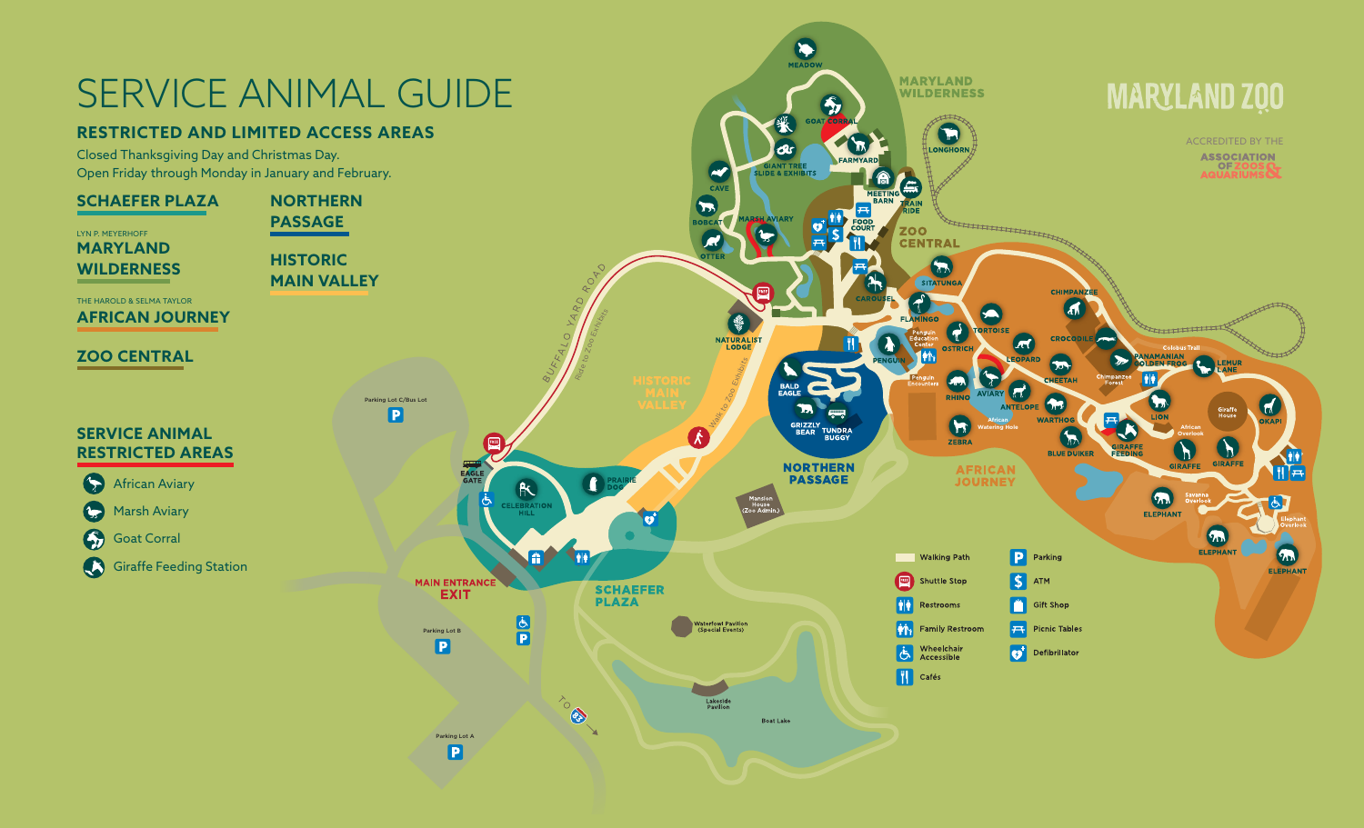# SERVICE ANIMAL GUIDE

## RESTRICTED AND LIMITED ACCESS AREAS

Closed Thanksgiving Day and Christmas Day.
Open Friday through Monday in January and February.

**SCHAEFER PLAZA**

LYN P. MEYERHOFF
**MARYLAND WILDERNESS**

THE HAROLD & SELMA TAYLOR
**AFRICAN JOURNEY**

**ZOO CENTRAL**

**NORTHERN PASSAGE**

**HISTORIC MAIN VALLEY**

## SERVICE ANIMAL RESTRICTED AREAS

- African Aviary
- Marsh Aviary
- Goat Corral
- Giraffe Feeding Station

MARYLAND ZOO

ACCREDITED BY THE ASSOCIATION OF ZOOS & AQUARIUMS

MEADOW, GOAT CORRAL, GIANT TREE SLIDE & EXHIBITS, FARMYARD, CAVE, MEETING BARN, TRAIN RIDE, LONGHORN, BOBCAT, MARSH AVIARY, FOOD COURT, OTTER, MARYLAND WILDERNESS, ZOO CENTRAL, SITATUNGA, CAROUSEL, CHIMPANZEE, FLAMINGO, NATURALIST LODGE, TORTOISE, CROCODILE, Penguin Education Center, OSTRICH, PENGUIN, LEOPARD, Colobus Trail, PANAMANIAN GOLDEN FROG, LEMUR LANE, Penguin Encounters, CHEETAH, Chimpanzee Forest, BALD EAGLE, RHINO, AVIARY, ANTELOPE, WARTHOG, LION, Giraffe House, OKAPI, GRIZZLY BEAR, TUNDRA BUGGY, African Watering Hole, ZEBRA, African Overlook, BLUE DUIKER, GIRAFFE FEEDING, GIRAFFE, GIRAFFE, NORTHERN PASSAGE, AFRICAN JOURNEY, HISTORIC MAIN VALLEY, BUFFALO YARD ROAD, Ride to Zoo Exhibits, Walk to Zoo Exhibits, Savanna Overlook, ELEPHANT, ELEPHANT, Elephant Overlook, ELEPHANT, Parking Lot C/Bus Lot, EAGLE GATE, CELEBRATION HILL, PRAIRIE DOG, Mansion House (Zoo Admin.), MAIN ENTRANCE EXIT, SCHAEFER PLAZA, Parking Lot B, Waterfowl Pavilion (Special Events), Lakeside Pavilion, Boat Lake, TO 83, Parking Lot A

- Walking Path
- Shuttle Stop
- Restrooms
- Family Restroom
- Wheelchair Accessible
- Cafés
- Parking
- ATM
- Gift Shop
- Picnic Tables
- Defibrillator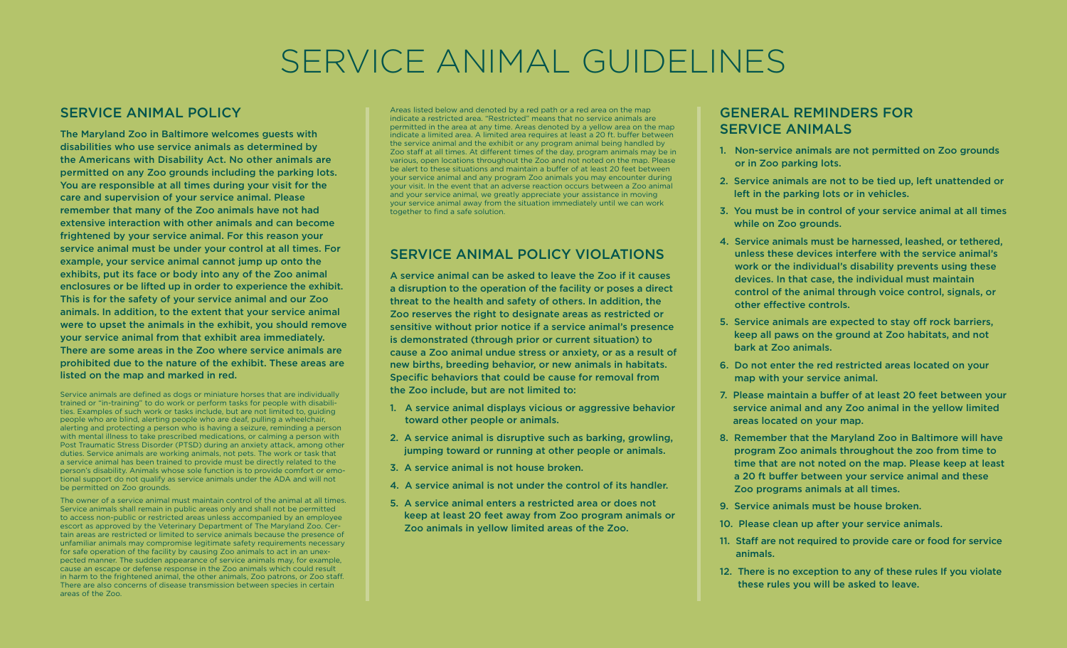# SERVICE ANIMAL GUIDELINES

## SERVICE ANIMAL POLICY

**The Maryland Zoo in Baltimore welcomes guests with disabilities who use service animals as determined by the Americans with Disability Act. No other animals are permitted on any Zoo grounds including the parking lots. You are responsible at all times during your visit for the care and supervision of your service animal. Please remember that many of the Zoo animals have not had extensive interaction with other animals and can become frightened by your service animal. For this reason your service animal must be under your control at all times. For example, your service animal cannot jump up onto the exhibits, put its face or body into any of the Zoo animal enclosures or be lifted up in order to experience the exhibit. This is for the safety of your service animal and our Zoo animals. In addition, to the extent that your service animal were to upset the animals in the exhibit, you should remove your service animal from that exhibit area immediately. There are some areas in the Zoo where service animals are prohibited due to the nature of the exhibit. These areas are listed on the map and marked in red.**

Service animals are defined as dogs or miniature horses that are individually trained or "in-training" to do work or perform tasks for people with disabilities. Examples of such work or tasks include, but are not limited to, guiding people who are blind, alerting people who are deaf, pulling a wheelchair, alerting and protecting a person who is having a seizure, reminding a person with mental illness to take prescribed medications, or calming a person with Post Traumatic Stress Disorder (PTSD) during an anxiety attack, among other duties. Service animals are working animals, not pets. The work or task that a service animal has been trained to provide must be directly related to the person's disability. Animals whose sole function is to provide comfort or emotional support do not qualify as service animals under the ADA and will not be permitted on Zoo grounds.

The owner of a service animal must maintain control of the animal at all times. Service animals shall remain in public areas only and shall not be permitted to access non-public or restricted areas unless accompanied by an employee escort as approved by the Veterinary Department of The Maryland Zoo. Certain areas are restricted or limited to service animals because the presence of unfamiliar animals may compromise legitimate safety requirements necessary for safe operation of the facility by causing Zoo animals to act in an unexpected manner. The sudden appearance of service animals may, for example, cause an escape or defense response in the Zoo animals which could result in harm to the frightened animal, the other animals, Zoo patrons, or Zoo staff. There are also concerns of disease transmission between species in certain areas of the Zoo.

Areas listed below and denoted by a red path or a red area on the map indicate a restricted area. "Restricted" means that no service animals are permitted in the area at any time. Areas denoted by a yellow area on the map indicate a limited area. A limited area requires at least a 20 ft. buffer between the service animal and the exhibit or any program animal being handled by Zoo staff at all times. At different times of the day, program animals may be in various, open locations throughout the Zoo and not noted on the map. Please be alert to these situations and maintain a buffer of at least 20 feet between your service animal and any program Zoo animals you may encounter during your visit. In the event that an adverse reaction occurs between a Zoo animal and your service animal, we greatly appreciate your assistance in moving your service animal away from the situation immediately until we can work together to find a safe solution.

## SERVICE ANIMAL POLICY VIOLATIONS

**A service animal can be asked to leave the Zoo if it causes a disruption to the operation of the facility or poses a direct threat to the health and safety of others. In addition, the Zoo reserves the right to designate areas as restricted or sensitive without prior notice if a service animal's presence is demonstrated (through prior or current situation) to cause a Zoo animal undue stress or anxiety, or as a result of new births, breeding behavior, or new animals in habitats. Specific behaviors that could be cause for removal from the Zoo include, but are not limited to:**

1. **A service animal displays vicious or aggressive behavior toward other people or animals.**
2. **A service animal is disruptive such as barking, growling, jumping toward or running at other people or animals.**
3. **A service animal is not house broken.**
4. **A service animal is not under the control of its handler.**
5. **A service animal enters a restricted area or does not keep at least 20 feet away from Zoo program animals or Zoo animals in yellow limited areas of the Zoo.**

## GENERAL REMINDERS FOR SERVICE ANIMALS

1. **Non-service animals are not permitted on Zoo grounds or in Zoo parking lots.**
2. **Service animals are not to be tied up, left unattended or left in the parking lots or in vehicles.**
3. **You must be in control of your service animal at all times while on Zoo grounds.**
4. **Service animals must be harnessed, leashed, or tethered, unless these devices interfere with the service animal's work or the individual's disability prevents using these devices. In that case, the individual must maintain control of the animal through voice control, signals, or other effective controls.**
5. **Service animals are expected to stay off rock barriers, keep all paws on the ground at Zoo habitats, and not bark at Zoo animals.**
6. **Do not enter the red restricted areas located on your map with your service animal.**
7. **Please maintain a buffer of at least 20 feet between your service animal and any Zoo animal in the yellow limited areas located on your map.**
8. **Remember that the Maryland Zoo in Baltimore will have program Zoo animals throughout the zoo from time to time that are not noted on the map. Please keep at least a 20 ft buffer between your service animal and these Zoo programs animals at all times.**
9. **Service animals must be house broken.**
10. **Please clean up after your service animals.**
11. **Staff are not required to provide care or food for service animals.**
12. **There is no exception to any of these rules If you violate these rules you will be asked to leave.**